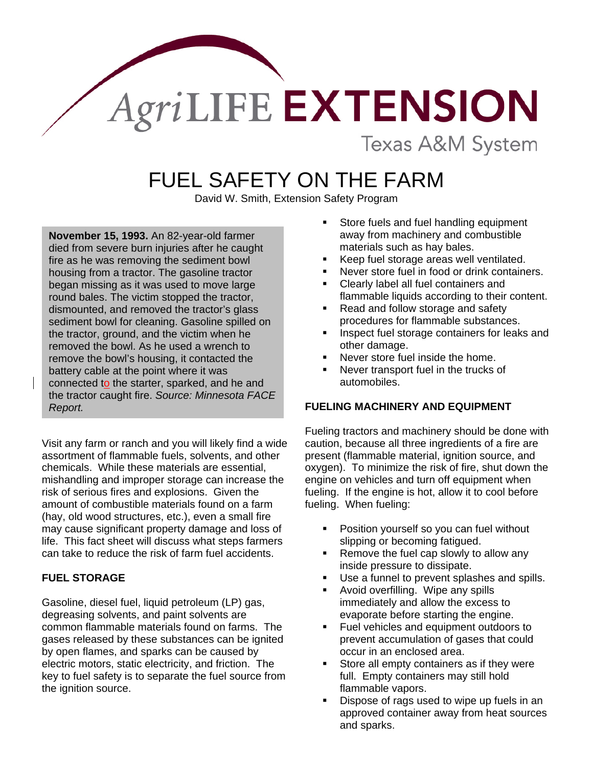AgriLIFE EXTENSION

Texas A&M System

# FUEL SAFETY ON THE FARM

David W. Smith, Extension Safety Program

**November 15, 1993.** An 82-year-old farmer died from severe burn injuries after he caught fire as he was removing the sediment bowl housing from a tractor. The gasoline tractor began missing as it was used to move large round bales. The victim stopped the tractor, dismounted, and removed the tractor's glass sediment bowl for cleaning. Gasoline spilled on the tractor, ground, and the victim when he removed the bowl. As he used a wrench to remove the bowl's housing, it contacted the battery cable at the point where it was connected to the starter, sparked, and he and the tractor caught fire. *Source: Minnesota FACE Report.*

Visit any farm or ranch and you will likely find a wide assortment of flammable fuels, solvents, and other chemicals. While these materials are essential, mishandling and improper storage can increase the risk of serious fires and explosions. Given the amount of combustible materials found on a farm (hay, old wood structures, etc.), even a small fire may cause significant property damage and loss of life. This fact sheet will discuss what steps farmers can take to reduce the risk of farm fuel accidents.

## FUEL STORAGE

Gasoline, diesel fuel, liquid petroleum (LP) gas, degreasing solvents, and paint solvents are common flammable materials found on farms. The gases released by these substances can be ignited by open flames, and sparks can be caused by electric motors, static electricity, and friction. The key to fuel safety is to separate the fuel source from the ignition source.

- Store fuels and fuel handling equipment away from machinery and combustible materials such as hay bales.
- Keep fuel storage areas well ventilated.
- Never store fuel in food or drink containers.
- Clearly label all fuel containers and flammable liquids according to their content.
- Read and follow storage and safety procedures for flammable substances.
- Inspect fuel storage containers for leaks and other damage.
- Never store fuel inside the home.
- Never transport fuel in the trucks of automobiles.

## FUELING MACHINERY AND EQUIPMENT

Fueling tractors and machinery should be done with caution, because all three ingredients of a fire are present (flammable material, ignition source, and oxygen). To minimize the risk of fire, shut down the engine on vehicles and turn off equipment when fueling. If the engine is hot, allow it to cool before fueling. When fueling:

- Position yourself so you can fuel without slipping or becoming fatigued.
- Remove the fuel cap slowly to allow any inside pressure to dissipate.
- Use a funnel to prevent splashes and spills.
- Avoid overfilling. Wipe any spills immediately and allow the excess to evaporate before starting the engine.
- Fuel vehicles and equipment outdoors to prevent accumulation of gases that could occur in an enclosed area.
- Store all empty containers as if they were full. Empty containers may still hold flammable vapors.
- Dispose of rags used to wipe up fuels in an approved container away from heat sources and sparks.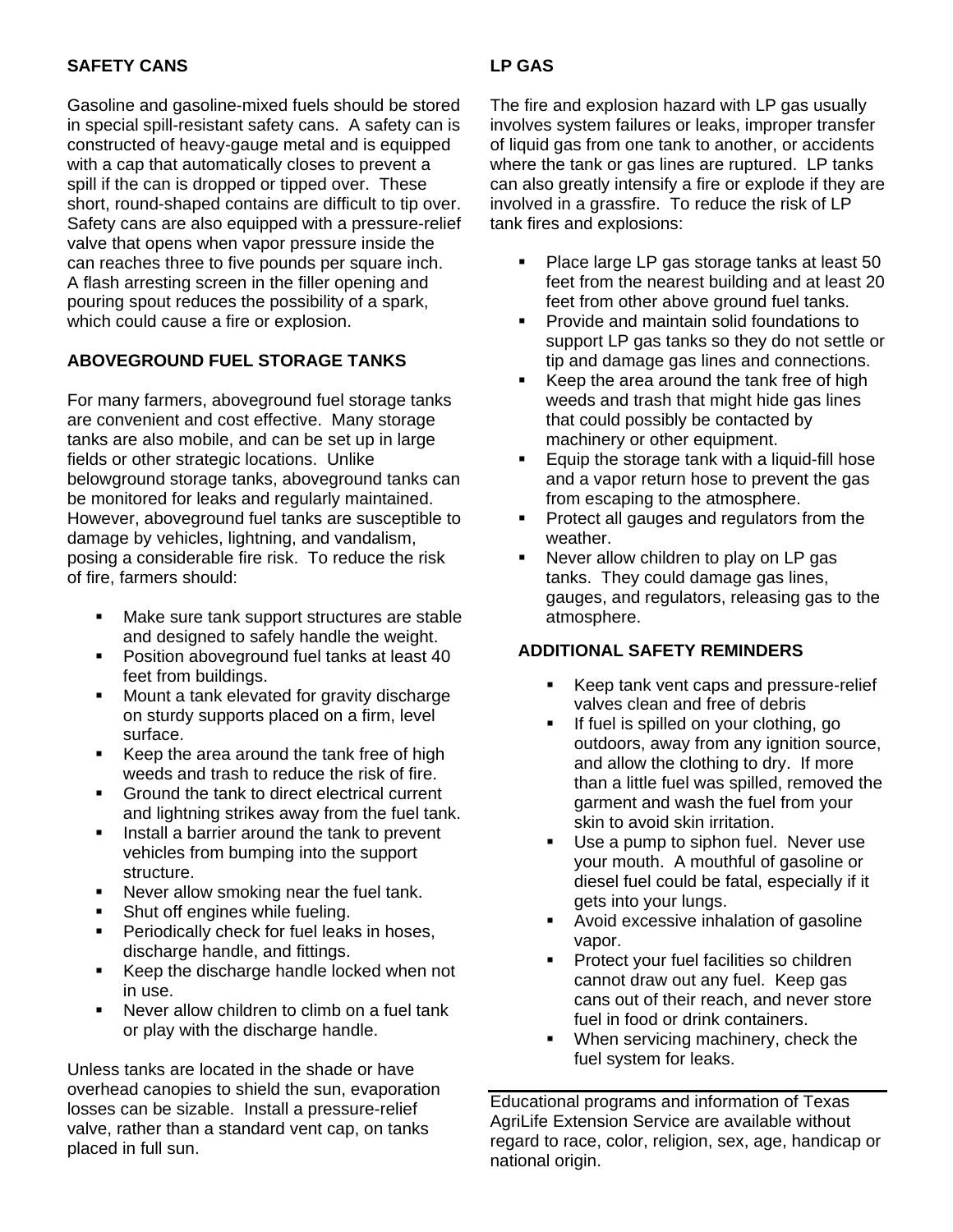## SAFETY CANS

Gasoline and gasoline-mixed fuels should be stored in special spill-resistant safety cans. A safety can is constructed of heavy-gauge metal and is equipped with a cap that automatically closes to prevent a spill if the can is dropped or tipped over. These short, round-shaped contains are difficult to tip over. Safety cans are also equipped with a pressure-relief valve that opens when vapor pressure inside the can reaches three to five pounds per square inch. A flash arresting screen in the filler opening and pouring spout reduces the possibility of a spark, which could cause a fire or explosion.

## ABOVEGROUND FUEL STORAGE TANKS

For many farmers, aboveground fuel storage tanks are convenient and cost effective. Many storage tanks are also mobile, and can be set up in large fields or other strategic locations. Unlike belowground storage tanks, aboveground tanks can be monitored for leaks and regularly maintained. However, aboveground fuel tanks are susceptible to damage by vehicles, lightning, and vandalism, posing a considerable fire risk. To reduce the risk of fire, farmers should:

- Make sure tank support structures are stable and designed to safely handle the weight.
- Position aboveground fuel tanks at least 40 feet from buildings.
- Mount a tank elevated for gravity discharge on sturdy supports placed on a firm, level surface.
- Keep the area around the tank free of high weeds and trash to reduce the risk of fire.
- Ground the tank to direct electrical current and lightning strikes away from the fuel tank.
- Install a barrier around the tank to prevent vehicles from bumping into the support structure.
- Never allow smoking near the fuel tank.
- Shut off engines while fueling.
- Periodically check for fuel leaks in hoses, discharge handle, and fittings.
- Keep the discharge handle locked when not in use.
- Never allow children to climb on a fuel tank or play with the discharge handle.

Unless tanks are located in the shade or have overhead canopies to shield the sun, evaporation losses can be sizable. Install a pressure-relief valve, rather than a standard vent cap, on tanks placed in full sun.

## LP GAS

The fire and explosion hazard with LP gas usually involves system failures or leaks, improper transfer of liquid gas from one tank to another, or accidents where the tank or gas lines are ruptured. LP tanks can also greatly intensify a fire or explode if they are involved in a grassfire. To reduce the risk of LP tank fires and explosions:

- Place large LP gas storage tanks at least 50 feet from the nearest building and at least 20 feet from other above ground fuel tanks.
- Provide and maintain solid foundations to support LP gas tanks so they do not settle or tip and damage gas lines and connections.
- Keep the area around the tank free of high weeds and trash that might hide gas lines that could possibly be contacted by machinery or other equipment.
- Equip the storage tank with a liquid-fill hose and a vapor return hose to prevent the gas from escaping to the atmosphere.
- Protect all gauges and regulators from the weather.
- Never allow children to play on LP gas tanks. They could damage gas lines, gauges, and regulators, releasing gas to the atmosphere.

### ADDITIONAL SAFETY REMINDERS

- Keep tank vent caps and pressure-relief valves clean and free of debris
- If fuel is spilled on your clothing, go outdoors, away from any ignition source, and allow the clothing to dry. If more than a little fuel was spilled, removed the garment and wash the fuel from your skin to avoid skin irritation.
- Use a pump to siphon fuel. Never use your mouth. A mouthful of gasoline or diesel fuel could be fatal, especially if it gets into your lungs.
- Avoid excessive inhalation of gasoline vapor.
- Protect your fuel facilities so children cannot draw out any fuel. Keep gas cans out of their reach, and never store fuel in food or drink containers.
- When servicing machinery, check the fuel system for leaks.

---

Educational programs and information of Texas AgriLife Extension Service are available without regard to race, color, religion, sex, age, handicap or national origin.